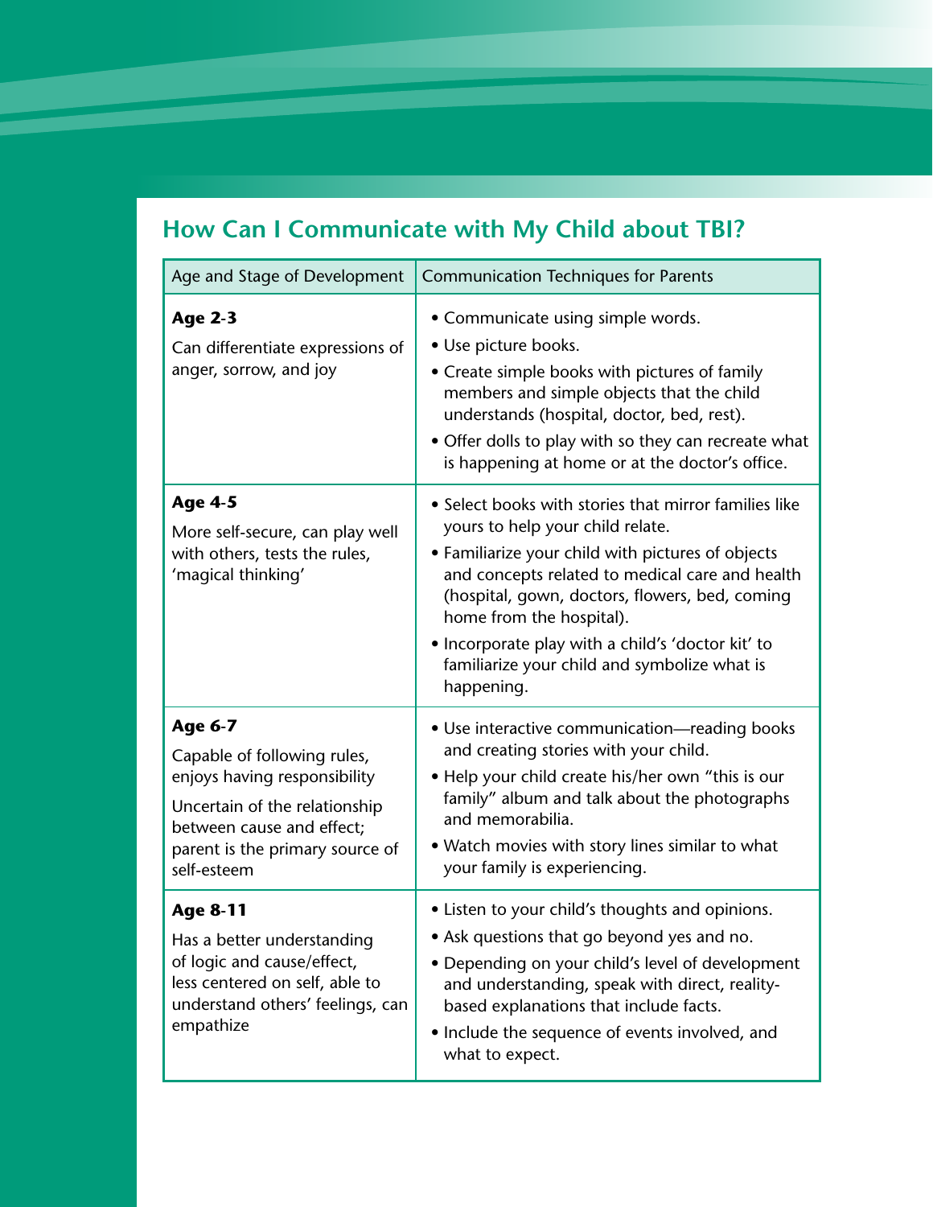## How Can I Communicate with My Child about TBI?

| Age and Stage of Development | Communication Techniques for Parents |
| --- | --- |
| **Age 2-3**<br>Can differentiate expressions of anger, sorrow, and joy | • Communicate using simple words.<br>• Use picture books.<br>• Create simple books with pictures of family members and simple objects that the child understands (hospital, doctor, bed, rest).<br>• Offer dolls to play with so they can recreate what is happening at home or at the doctor's office. |
| **Age 4-5**<br>More self-secure, can play well with others, tests the rules, 'magical thinking' | • Select books with stories that mirror families like yours to help your child relate.<br>• Familiarize your child with pictures of objects and concepts related to medical care and health (hospital, gown, doctors, flowers, bed, coming home from the hospital).<br>• Incorporate play with a child's 'doctor kit' to familiarize your child and symbolize what is happening. |
| **Age 6-7**<br>Capable of following rules, enjoys having responsibility<br>Uncertain of the relationship between cause and effect; parent is the primary source of self-esteem | • Use interactive communication—reading books and creating stories with your child.<br>• Help your child create his/her own "this is our family" album and talk about the photographs and memorabilia.<br>• Watch movies with story lines similar to what your family is experiencing. |
| **Age 8-11**<br>Has a better understanding of logic and cause/effect, less centered on self, able to understand others' feelings, can empathize | • Listen to your child's thoughts and opinions.<br>• Ask questions that go beyond yes and no.<br>• Depending on your child's level of development and understanding, speak with direct, reality-based explanations that include facts.<br>• Include the sequence of events involved, and what to expect. |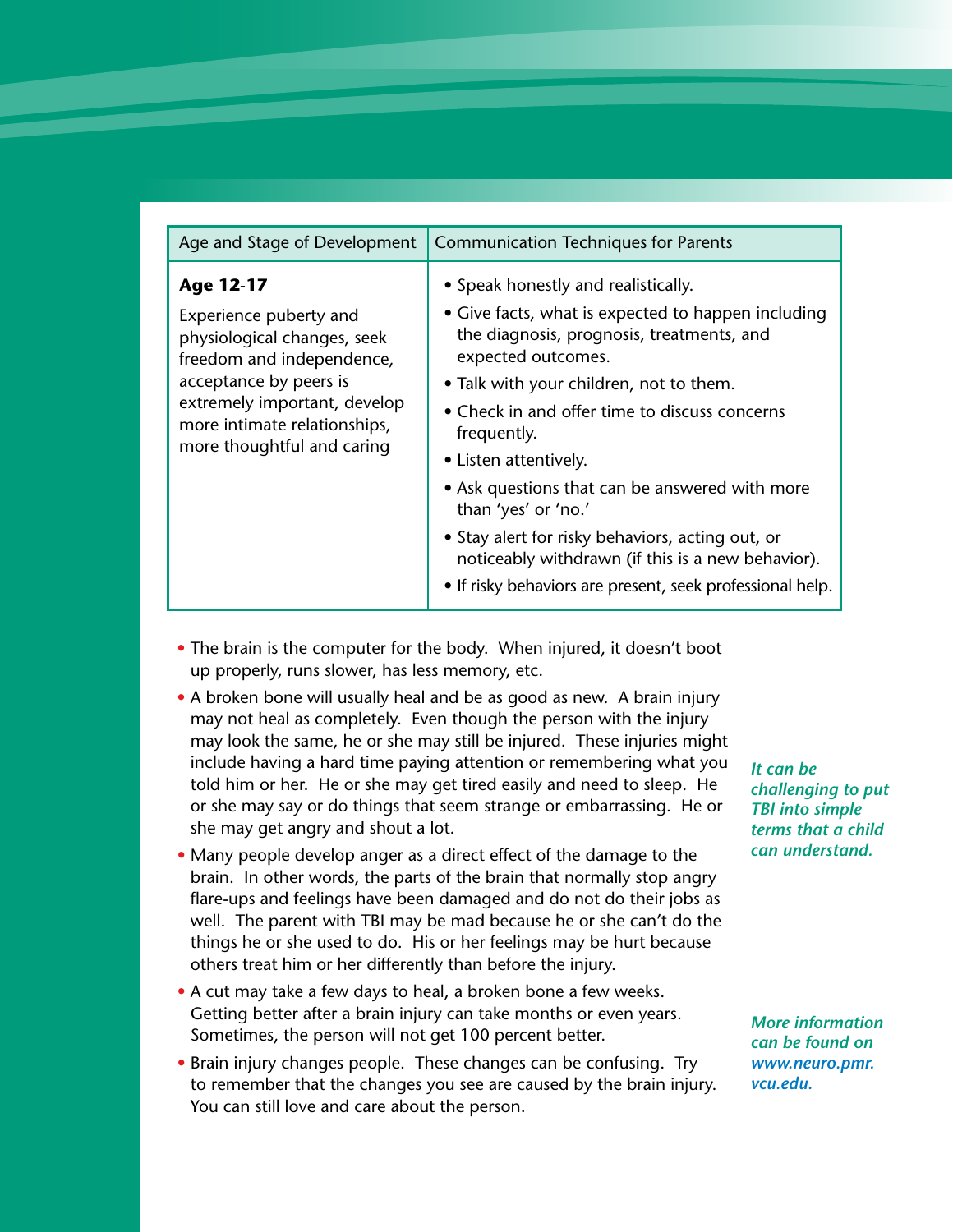| Age and Stage of Development | Communication Techniques for Parents |
|---|---|
| **Age 12-17**<br><br>Experience puberty and physiological changes, seek freedom and independence, acceptance by peers is extremely important, develop more intimate relationships, more thoughtful and caring | • Speak honestly and realistically.<br>• Give facts, what is expected to happen including the diagnosis, prognosis, treatments, and expected outcomes.<br>• Talk with your children, not to them.<br>• Check in and offer time to discuss concerns frequently.<br>• Listen attentively.<br>• Ask questions that can be answered with more than 'yes' or 'no.'<br>• Stay alert for risky behaviors, acting out, or noticeably withdrawn (if this is a new behavior).<br>• If risky behaviors are present, seek professional help. |

- The brain is the computer for the body. When injured, it doesn't boot up properly, runs slower, has less memory, etc.
- A broken bone will usually heal and be as good as new. A brain injury may not heal as completely. Even though the person with the injury may look the same, he or she may still be injured. These injuries might include having a hard time paying attention or remembering what you told him or her. He or she may get tired easily and need to sleep. He or she may say or do things that seem strange or embarrassing. He or she may get angry and shout a lot.
- Many people develop anger as a direct effect of the damage to the brain. In other words, the parts of the brain that normally stop angry flare-ups and feelings have been damaged and do not do their jobs as well. The parent with TBI may be mad because he or she can't do the things he or she used to do. His or her feelings may be hurt because others treat him or her differently than before the injury.
- A cut may take a few days to heal, a broken bone a few weeks. Getting better after a brain injury can take months or even years. Sometimes, the person will not get 100 percent better.
- Brain injury changes people. These changes can be confusing. Try to remember that the changes you see are caused by the brain injury. You can still love and care about the person.

***It can be challenging to put TBI into simple terms that a child can understand.***

***More information can be found on www.neuro.pmr.vcu.edu.***